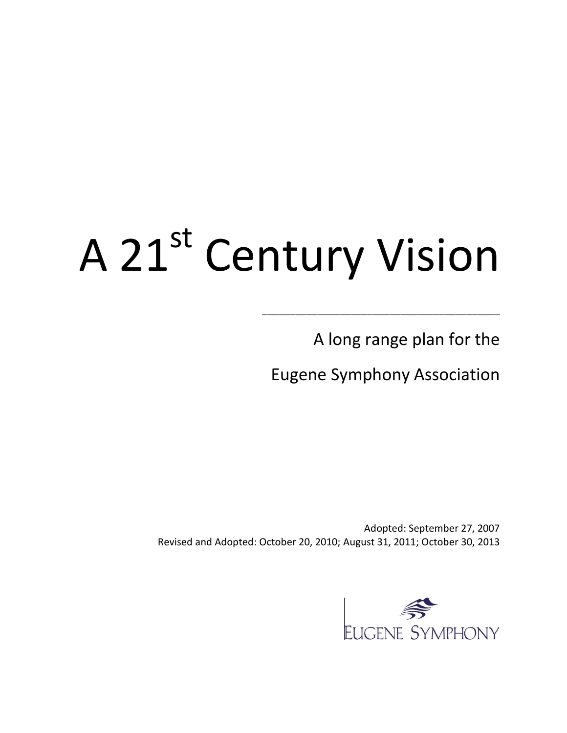# A 21st Century Vision

---

A long range plan for the

Eugene Symphony Association

Adopted: September 27, 2007
Revised and Adopted: October 20, 2010; August 31, 2011; October 30, 2013

EUGENE SYMPHONY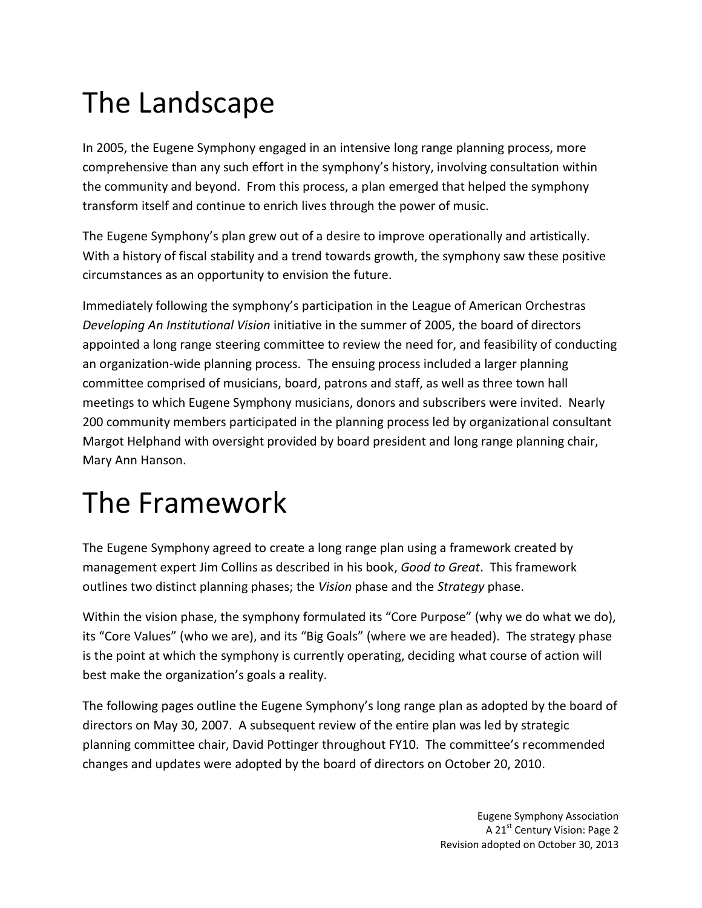# The Landscape

In 2005, the Eugene Symphony engaged in an intensive long range planning process, more comprehensive than any such effort in the symphony's history, involving consultation within the community and beyond. From this process, a plan emerged that helped the symphony transform itself and continue to enrich lives through the power of music.

The Eugene Symphony's plan grew out of a desire to improve operationally and artistically. With a history of fiscal stability and a trend towards growth, the symphony saw these positive circumstances as an opportunity to envision the future.

Immediately following the symphony's participation in the League of American Orchestras *Developing An Institutional Vision* initiative in the summer of 2005, the board of directors appointed a long range steering committee to review the need for, and feasibility of conducting an organization-wide planning process. The ensuing process included a larger planning committee comprised of musicians, board, patrons and staff, as well as three town hall meetings to which Eugene Symphony musicians, donors and subscribers were invited. Nearly 200 community members participated in the planning process led by organizational consultant Margot Helphand with oversight provided by board president and long range planning chair, Mary Ann Hanson.

# The Framework

The Eugene Symphony agreed to create a long range plan using a framework created by management expert Jim Collins as described in his book, *Good to Great*. This framework outlines two distinct planning phases; the *Vision* phase and the *Strategy* phase.

Within the vision phase, the symphony formulated its "Core Purpose" (why we do what we do), its "Core Values" (who we are), and its "Big Goals" (where we are headed). The strategy phase is the point at which the symphony is currently operating, deciding what course of action will best make the organization's goals a reality.

The following pages outline the Eugene Symphony's long range plan as adopted by the board of directors on May 30, 2007. A subsequent review of the entire plan was led by strategic planning committee chair, David Pottinger throughout FY10. The committee's recommended changes and updates were adopted by the board of directors on October 20, 2010.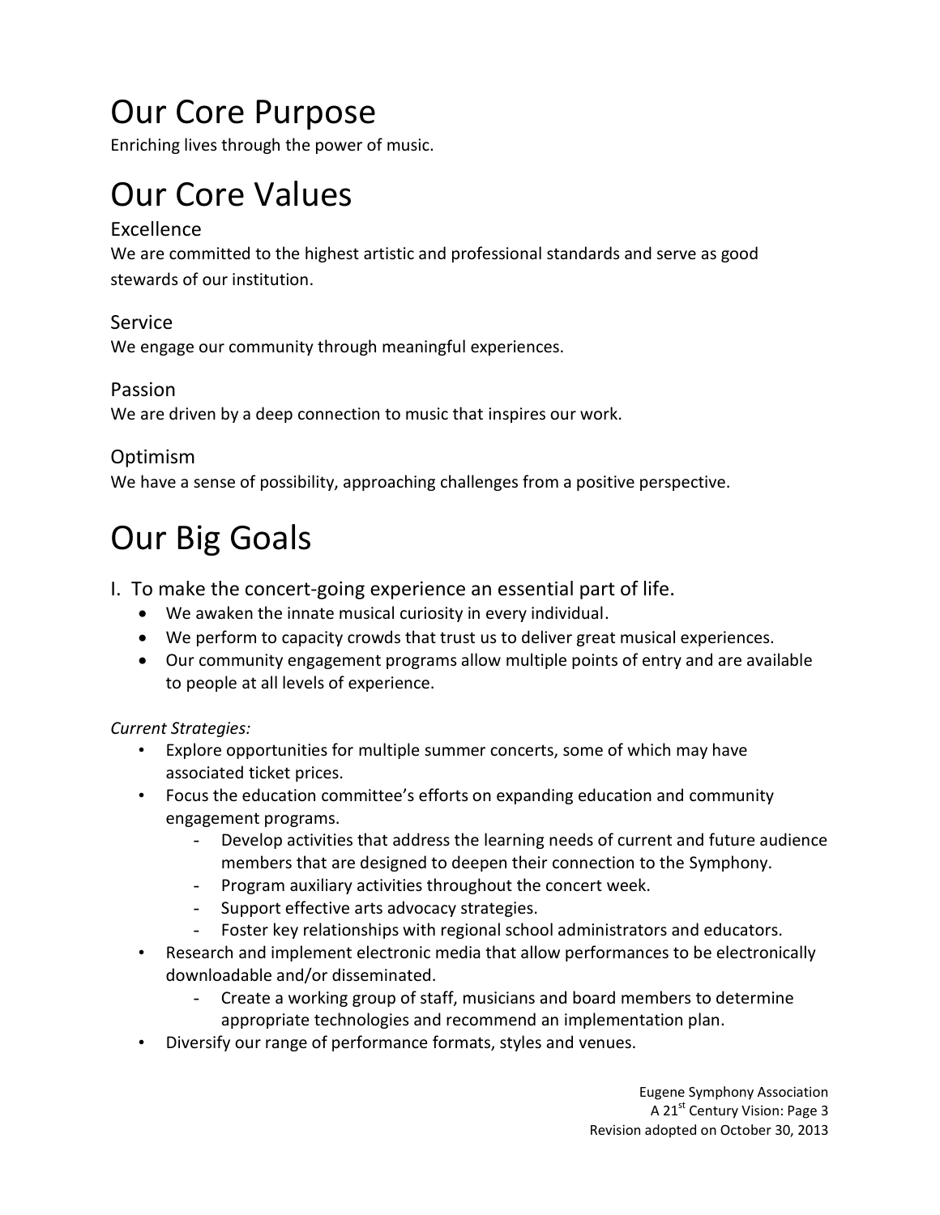# Our Core Purpose

Enriching lives through the power of music.

# Our Core Values

## Excellence

We are committed to the highest artistic and professional standards and serve as good stewards of our institution.

## Service

We engage our community through meaningful experiences.

## Passion

We are driven by a deep connection to music that inspires our work.

## Optimism

We have a sense of possibility, approaching challenges from a positive perspective.

# Our Big Goals

## I. To make the concert-going experience an essential part of life.

- We awaken the innate musical curiosity in every individual.
- We perform to capacity crowds that trust us to deliver great musical experiences.
- Our community engagement programs allow multiple points of entry and are available to people at all levels of experience.

*Current Strategies:*

- Explore opportunities for multiple summer concerts, some of which may have associated ticket prices.
- Focus the education committee's efforts on expanding education and community engagement programs.
  - Develop activities that address the learning needs of current and future audience members that are designed to deepen their connection to the Symphony.
  - Program auxiliary activities throughout the concert week.
  - Support effective arts advocacy strategies.
  - Foster key relationships with regional school administrators and educators.
- Research and implement electronic media that allow performances to be electronically downloadable and/or disseminated.
  - Create a working group of staff, musicians and board members to determine appropriate technologies and recommend an implementation plan.
- Diversify our range of performance formats, styles and venues.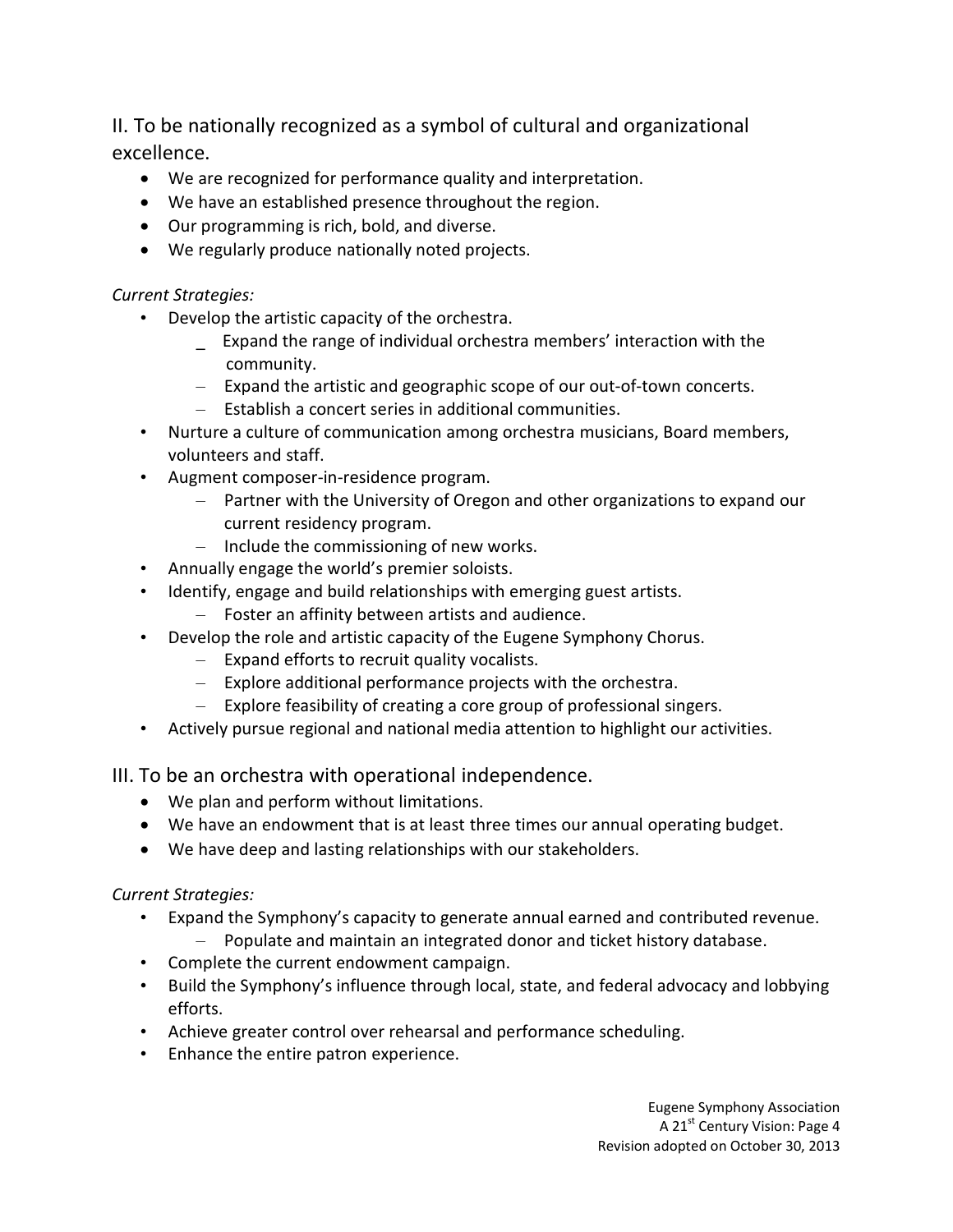## II. To be nationally recognized as a symbol of cultural and organizational excellence.

- We are recognized for performance quality and interpretation.
- We have an established presence throughout the region.
- Our programming is rich, bold, and diverse.
- We regularly produce nationally noted projects.

*Current Strategies:*

- Develop the artistic capacity of the orchestra.
  - Expand the range of individual orchestra members' interaction with the community.
  - Expand the artistic and geographic scope of our out-of-town concerts.
  - Establish a concert series in additional communities.
- Nurture a culture of communication among orchestra musicians, Board members, volunteers and staff.
- Augment composer-in-residence program.
  - Partner with the University of Oregon and other organizations to expand our current residency program.
  - Include the commissioning of new works.
- Annually engage the world's premier soloists.
- Identify, engage and build relationships with emerging guest artists.
  - Foster an affinity between artists and audience.
- Develop the role and artistic capacity of the Eugene Symphony Chorus.
  - Expand efforts to recruit quality vocalists.
  - Explore additional performance projects with the orchestra.
  - Explore feasibility of creating a core group of professional singers.
- Actively pursue regional and national media attention to highlight our activities.

## III. To be an orchestra with operational independence.

- We plan and perform without limitations.
- We have an endowment that is at least three times our annual operating budget.
- We have deep and lasting relationships with our stakeholders.

*Current Strategies:*

- Expand the Symphony's capacity to generate annual earned and contributed revenue.
  - Populate and maintain an integrated donor and ticket history database.
- Complete the current endowment campaign.
- Build the Symphony's influence through local, state, and federal advocacy and lobbying efforts.
- Achieve greater control over rehearsal and performance scheduling.
- Enhance the entire patron experience.

Eugene Symphony Association
A 21st Century Vision: Page 4
Revision adopted on October 30, 2013